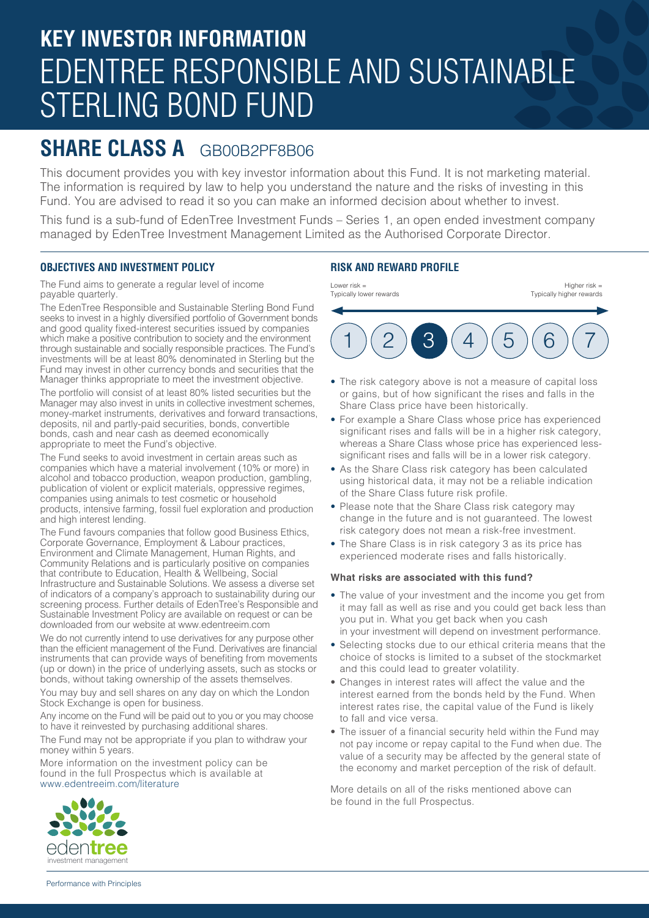# KEY INVESTOR INFORMATION
# EDENTREE RESPONSIBLE AND SUSTAINABLE STERLING BOND FUND

## SHARE CLASS A GB00B2PF8B06

This document provides you with key investor information about this Fund. It is not marketing material. The information is required by law to help you understand the nature and the risks of investing in this Fund. You are advised to read it so you can make an informed decision about whether to invest.

This fund is a sub-fund of EdenTree Investment Funds – Series 1, an open ended investment company managed by EdenTree Investment Management Limited as the Authorised Corporate Director.

### OBJECTIVES AND INVESTMENT POLICY

The Fund aims to generate a regular level of income payable quarterly.

The EdenTree Responsible and Sustainable Sterling Bond Fund seeks to invest in a highly diversified portfolio of Government bonds and good quality fixed-interest securities issued by companies which make a positive contribution to society and the environment through sustainable and socially responsible practices. The Fund's investments will be at least 80% denominated in Sterling but the Fund may invest in other currency bonds and securities that the Manager thinks appropriate to meet the investment objective.

The portfolio will consist of at least 80% listed securities but the Manager may also invest in units in collective investment schemes, money-market instruments, derivatives and forward transactions, deposits, nil and partly-paid securities, bonds, convertible bonds, cash and near cash as deemed economically appropriate to meet the Fund's objective.

The Fund seeks to avoid investment in certain areas such as companies which have a material involvement (10% or more) in alcohol and tobacco production, weapon production, gambling, publication of violent or explicit materials, oppressive regimes, companies using animals to test cosmetic or household products, intensive farming, fossil fuel exploration and production and high interest lending.

The Fund favours companies that follow good Business Ethics, Corporate Governance, Employment & Labour practices, Environment and Climate Management, Human Rights, and Community Relations and is particularly positive on companies that contribute to Education, Health & Wellbeing, Social Infrastructure and Sustainable Solutions. We assess a diverse set of indicators of a company's approach to sustainability during our screening process. Further details of EdenTree's Responsible and Sustainable Investment Policy are available on request or can be downloaded from our website at www.edentreeim.com

We do not currently intend to use derivatives for any purpose other than the efficient management of the Fund. Derivatives are financial instruments that can provide ways of benefiting from movements (up or down) in the price of underlying assets, such as stocks or bonds, without taking ownership of the assets themselves.

You may buy and sell shares on any day on which the London Stock Exchange is open for business.

Any income on the Fund will be paid out to you or you may choose to have it reinvested by purchasing additional shares.

The Fund may not be appropriate if you plan to withdraw your money within 5 years.

More information on the investment policy can be found in the full Prospectus which is available at www.edentreeim.com/literature

### RISK AND REWARD PROFILE

Lower risk = Typically lower rewards

Higher risk = Typically higher rewards

1 2 **3** 4 5 6 7

- The risk category above is not a measure of capital loss or gains, but of how significant the rises and falls in the Share Class price have been historically.
- For example a Share Class whose price has experienced significant rises and falls will be in a higher risk category, whereas a Share Class whose price has experienced less-significant rises and falls will be in a lower risk category.
- As the Share Class risk category has been calculated using historical data, it may not be a reliable indication of the Share Class future risk profile.
- Please note that the Share Class risk category may change in the future and is not guaranteed. The lowest risk category does not mean a risk-free investment.
- The Share Class is in risk category 3 as its price has experienced moderate rises and falls historically.

**What risks are associated with this fund?**

- The value of your investment and the income you get from it may fall as well as rise and you could get back less than you put in. What you get back when you cash in your investment will depend on investment performance.
- Selecting stocks due to our ethical criteria means that the choice of stocks is limited to a subset of the stockmarket and this could lead to greater volatility.
- Changes in interest rates will affect the value and the interest earned from the bonds held by the Fund. When interest rates rise, the capital value of the Fund is likely to fall and vice versa.
- The issuer of a financial security held within the Fund may not pay income or repay capital to the Fund when due. The value of a security may be affected by the general state of the economy and market perception of the risk of default.

More details on all of the risks mentioned above can be found in the full Prospectus.

edentree investment management

Performance with Principles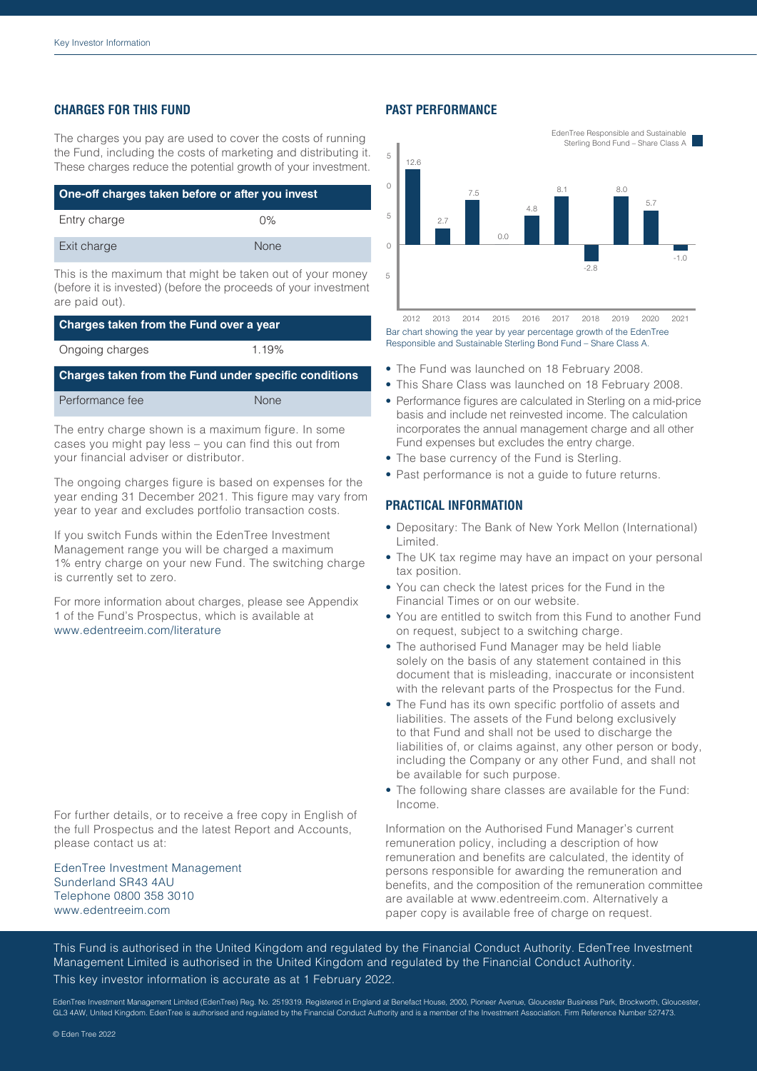## CHARGES FOR THIS FUND

The charges you pay are used to cover the costs of running the Fund, including the costs of marketing and distributing it. These charges reduce the potential growth of your investment.

| One-off charges taken before or after you invest | |
|---|---|
| Entry charge | 0% |
| Exit charge | None |

This is the maximum that might be taken out of your money (before it is invested) (before the proceeds of your investment are paid out).

| Charges taken from the Fund over a year | |
|---|---|
| Ongoing charges | 1.19% |

| Charges taken from the Fund under specific conditions | |
|---|---|
| Performance fee | None |

The entry charge shown is a maximum figure. In some cases you might pay less – you can find this out from your financial adviser or distributor.

The ongoing charges figure is based on expenses for the year ending 31 December 2021. This figure may vary from year to year and excludes portfolio transaction costs.

If you switch Funds within the EdenTree Investment Management range you will be charged a maximum 1% entry charge on your new Fund. The switching charge is currently set to zero.

For more information about charges, please see Appendix 1 of the Fund's Prospectus, which is available at www.edentreeim.com/literature

For further details, or to receive a free copy in English of the full Prospectus and the latest Report and Accounts, please contact us at:

EdenTree Investment Management
Sunderland SR43 4AU
Telephone 0800 358 3010
www.edentreeim.com

## PAST PERFORMANCE

EdenTree Responsible and Sustainable Sterling Bond Fund – Share Class A

12.6
2.7
7.5
0.0
4.8
8.1
-2.8
8.0
5.7
-1.0

2012 2013 2014 2015 2016 2017 2018 2019 2020 2021

Bar chart showing the year by year percentage growth of the EdenTree Responsible and Sustainable Sterling Bond Fund – Share Class A.

- The Fund was launched on 18 February 2008.
- This Share Class was launched on 18 February 2008.
- Performance figures are calculated in Sterling on a mid-price basis and include net reinvested income. The calculation incorporates the annual management charge and all other Fund expenses but excludes the entry charge.
- The base currency of the Fund is Sterling.
- Past performance is not a guide to future returns.

## PRACTICAL INFORMATION

- Depositary: The Bank of New York Mellon (International) Limited.
- The UK tax regime may have an impact on your personal tax position.
- You can check the latest prices for the Fund in the Financial Times or on our website.
- You are entitled to switch from this Fund to another Fund on request, subject to a switching charge.
- The authorised Fund Manager may be held liable solely on the basis of any statement contained in this document that is misleading, inaccurate or inconsistent with the relevant parts of the Prospectus for the Fund.
- The Fund has its own specific portfolio of assets and liabilities. The assets of the Fund belong exclusively to that Fund and shall not be used to discharge the liabilities of, or claims against, any other person or body, including the Company or any other Fund, and shall not be available for such purpose.
- The following share classes are available for the Fund: Income.

Information on the Authorised Fund Manager's current remuneration policy, including a description of how remuneration and benefits are calculated, the identity of persons responsible for awarding the remuneration and benefits, and the composition of the remuneration committee are available at www.edentreeim.com. Alternatively a paper copy is available free of charge on request.

This Fund is authorised in the United Kingdom and regulated by the Financial Conduct Authority. EdenTree Investment Management Limited is authorised in the United Kingdom and regulated by the Financial Conduct Authority.

This key investor information is accurate as at 1 February 2022.

EdenTree Investment Management Limited (EdenTree) Reg. No. 2519319. Registered in England at Benefact House, 2000, Pioneer Avenue, Gloucester Business Park, Brockworth, Gloucester, GL3 4AW, United Kingdom. EdenTree is authorised and regulated by the Financial Conduct Authority and is a member of the Investment Association. Firm Reference Number 527473.

© Eden Tree 2022